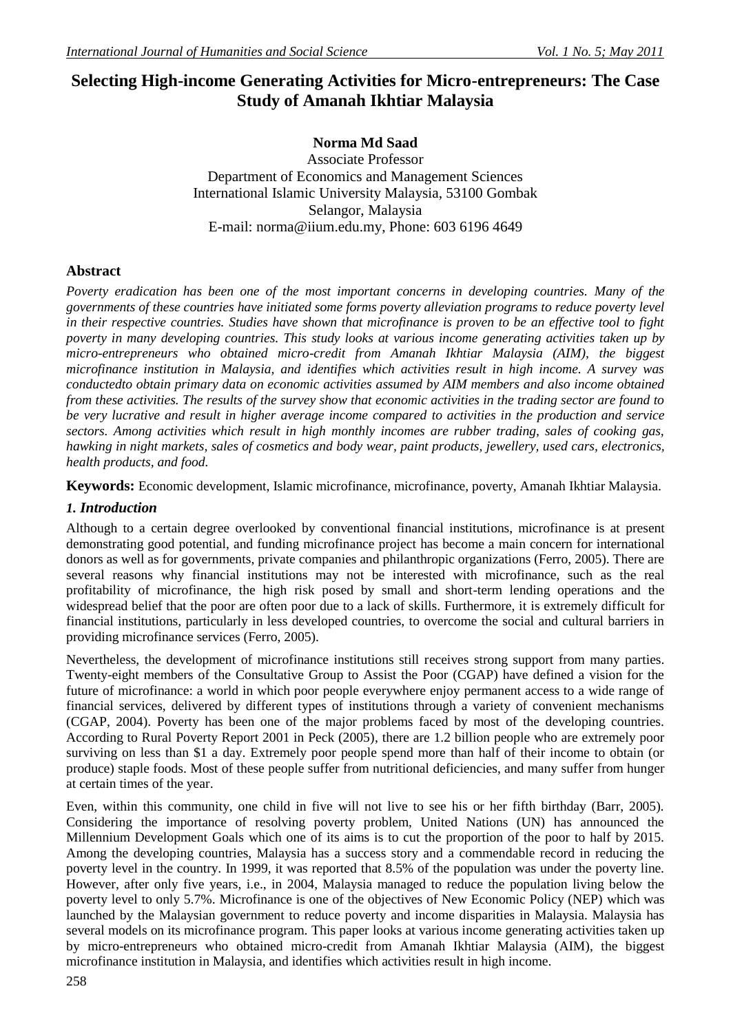# Selecting High-income Generating Activities for Micro-entrepreneurs: The Case Study of Amanah Ikhtiar Malaysia

**Norma Md Saad**

Associate Professor
Department of Economics and Management Sciences
International Islamic University Malaysia, 53100 Gombak
Selangor, Malaysia
E-mail: norma@iium.edu.my, Phone: 603 6196 4649

## Abstract

*Poverty eradication has been one of the most important concerns in developing countries. Many of the governments of these countries have initiated some forms poverty alleviation programs to reduce poverty level in their respective countries. Studies have shown that microfinance is proven to be an effective tool to fight poverty in many developing countries. This study looks at various income generating activities taken up by micro-entrepreneurs who obtained micro-credit from Amanah Ikhtiar Malaysia (AIM), the biggest microfinance institution in Malaysia, and identifies which activities result in high income. A survey was conductedto obtain primary data on economic activities assumed by AIM members and also income obtained from these activities. The results of the survey show that economic activities in the trading sector are found to be very lucrative and result in higher average income compared to activities in the production and service sectors. Among activities which result in high monthly incomes are rubber trading, sales of cooking gas, hawking in night markets, sales of cosmetics and body wear, paint products, jewellery, used cars, electronics, health products, and food.*

**Keywords:** Economic development, Islamic microfinance, microfinance, poverty, Amanah Ikhtiar Malaysia.

## *1. Introduction*

Although to a certain degree overlooked by conventional financial institutions, microfinance is at present demonstrating good potential, and funding microfinance project has become a main concern for international donors as well as for governments, private companies and philanthropic organizations (Ferro, 2005). There are several reasons why financial institutions may not be interested with microfinance, such as the real profitability of microfinance, the high risk posed by small and short-term lending operations and the widespread belief that the poor are often poor due to a lack of skills. Furthermore, it is extremely difficult for financial institutions, particularly in less developed countries, to overcome the social and cultural barriers in providing microfinance services (Ferro, 2005).

Nevertheless, the development of microfinance institutions still receives strong support from many parties. Twenty-eight members of the Consultative Group to Assist the Poor (CGAP) have defined a vision for the future of microfinance: a world in which poor people everywhere enjoy permanent access to a wide range of financial services, delivered by different types of institutions through a variety of convenient mechanisms (CGAP, 2004). Poverty has been one of the major problems faced by most of the developing countries. According to Rural Poverty Report 2001 in Peck (2005), there are 1.2 billion people who are extremely poor surviving on less than \$1 a day. Extremely poor people spend more than half of their income to obtain (or produce) staple foods. Most of these people suffer from nutritional deficiencies, and many suffer from hunger at certain times of the year.

Even, within this community, one child in five will not live to see his or her fifth birthday (Barr, 2005). Considering the importance of resolving poverty problem, United Nations (UN) has announced the Millennium Development Goals which one of its aims is to cut the proportion of the poor to half by 2015. Among the developing countries, Malaysia has a success story and a commendable record in reducing the poverty level in the country. In 1999, it was reported that 8.5% of the population was under the poverty line. However, after only five years, i.e., in 2004, Malaysia managed to reduce the population living below the poverty level to only 5.7%. Microfinance is one of the objectives of New Economic Policy (NEP) which was launched by the Malaysian government to reduce poverty and income disparities in Malaysia. Malaysia has several models on its microfinance program. This paper looks at various income generating activities taken up by micro-entrepreneurs who obtained micro-credit from Amanah Ikhtiar Malaysia (AIM), the biggest microfinance institution in Malaysia, and identifies which activities result in high income.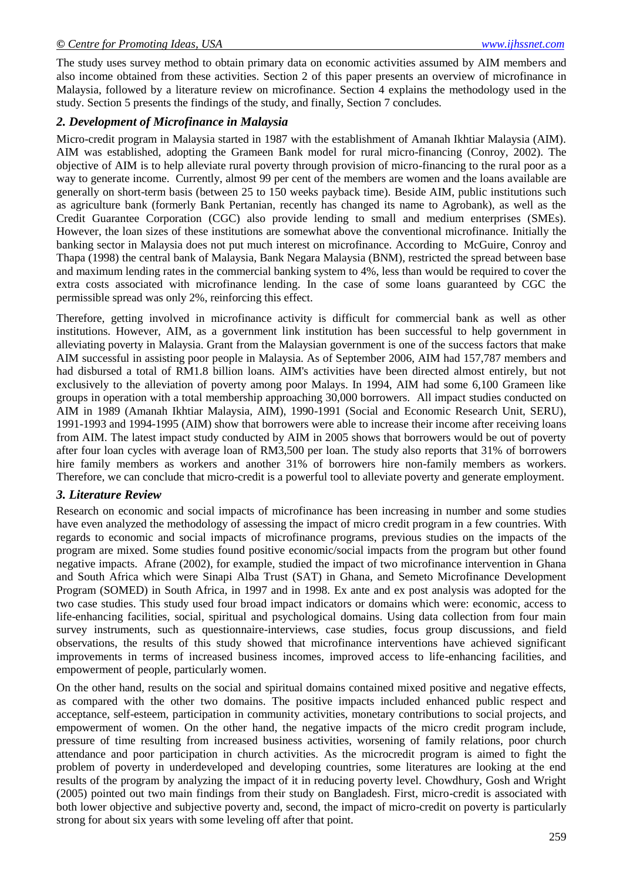The study uses survey method to obtain primary data on economic activities assumed by AIM members and also income obtained from these activities. Section 2 of this paper presents an overview of microfinance in Malaysia, followed by a literature review on microfinance. Section 4 explains the methodology used in the study. Section 5 presents the findings of the study, and finally, Section 7 concludes.

## *2. Development of Microfinance in Malaysia*

Micro-credit program in Malaysia started in 1987 with the establishment of Amanah Ikhtiar Malaysia (AIM). AIM was established, adopting the Grameen Bank model for rural micro-financing (Conroy, 2002). The objective of AIM is to help alleviate rural poverty through provision of micro-financing to the rural poor as a way to generate income. Currently, almost 99 per cent of the members are women and the loans available are generally on short-term basis (between 25 to 150 weeks payback time). Beside AIM, public institutions such as agriculture bank (formerly Bank Pertanian, recently has changed its name to Agrobank), as well as the Credit Guarantee Corporation (CGC) also provide lending to small and medium enterprises (SMEs). However, the loan sizes of these institutions are somewhat above the conventional microfinance. Initially the banking sector in Malaysia does not put much interest on microfinance. According to McGuire, Conroy and Thapa (1998) the central bank of Malaysia, Bank Negara Malaysia (BNM), restricted the spread between base and maximum lending rates in the commercial banking system to 4%, less than would be required to cover the extra costs associated with microfinance lending. In the case of some loans guaranteed by CGC the permissible spread was only 2%, reinforcing this effect.

Therefore, getting involved in microfinance activity is difficult for commercial bank as well as other institutions. However, AIM, as a government link institution has been successful to help government in alleviating poverty in Malaysia. Grant from the Malaysian government is one of the success factors that make AIM successful in assisting poor people in Malaysia. As of September 2006, AIM had 157,787 members and had disbursed a total of RM1.8 billion loans. AIM's activities have been directed almost entirely, but not exclusively to the alleviation of poverty among poor Malays. In 1994, AIM had some 6,100 Grameen like groups in operation with a total membership approaching 30,000 borrowers. All impact studies conducted on AIM in 1989 (Amanah Ikhtiar Malaysia, AIM), 1990-1991 (Social and Economic Research Unit, SERU), 1991-1993 and 1994-1995 (AIM) show that borrowers were able to increase their income after receiving loans from AIM. The latest impact study conducted by AIM in 2005 shows that borrowers would be out of poverty after four loan cycles with average loan of RM3,500 per loan. The study also reports that 31% of borrowers hire family members as workers and another 31% of borrowers hire non-family members as workers. Therefore, we can conclude that micro-credit is a powerful tool to alleviate poverty and generate employment.

## *3. Literature Review*

Research on economic and social impacts of microfinance has been increasing in number and some studies have even analyzed the methodology of assessing the impact of micro credit program in a few countries. With regards to economic and social impacts of microfinance programs, previous studies on the impacts of the program are mixed. Some studies found positive economic/social impacts from the program but other found negative impacts. Afrane (2002), for example, studied the impact of two microfinance intervention in Ghana and South Africa which were Sinapi Alba Trust (SAT) in Ghana, and Semeto Microfinance Development Program (SOMED) in South Africa, in 1997 and in 1998. Ex ante and ex post analysis was adopted for the two case studies. This study used four broad impact indicators or domains which were: economic, access to life-enhancing facilities, social, spiritual and psychological domains. Using data collection from four main survey instruments, such as questionnaire-interviews, case studies, focus group discussions, and field observations, the results of this study showed that microfinance interventions have achieved significant improvements in terms of increased business incomes, improved access to life-enhancing facilities, and empowerment of people, particularly women.

On the other hand, results on the social and spiritual domains contained mixed positive and negative effects, as compared with the other two domains. The positive impacts included enhanced public respect and acceptance, self-esteem, participation in community activities, monetary contributions to social projects, and empowerment of women. On the other hand, the negative impacts of the micro credit program include, pressure of time resulting from increased business activities, worsening of family relations, poor church attendance and poor participation in church activities. As the microcredit program is aimed to fight the problem of poverty in underdeveloped and developing countries, some literatures are looking at the end results of the program by analyzing the impact of it in reducing poverty level. Chowdhury, Gosh and Wright (2005) pointed out two main findings from their study on Bangladesh. First, micro-credit is associated with both lower objective and subjective poverty and, second, the impact of micro-credit on poverty is particularly strong for about six years with some leveling off after that point.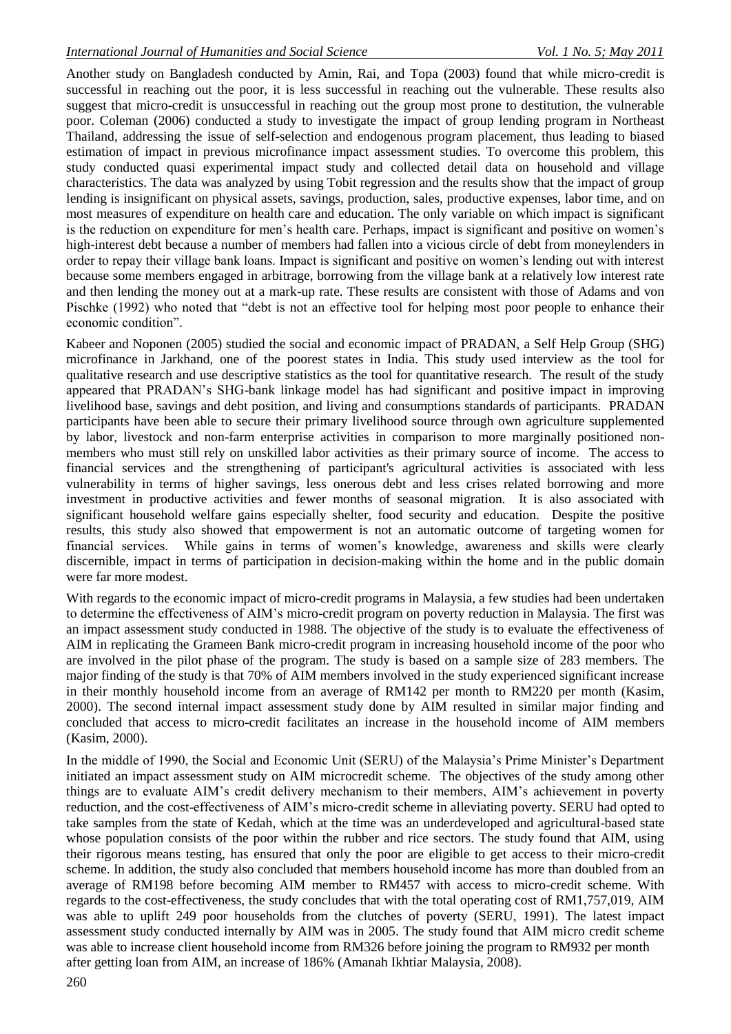Another study on Bangladesh conducted by Amin, Rai, and Topa (2003) found that while micro-credit is successful in reaching out the poor, it is less successful in reaching out the vulnerable. These results also suggest that micro-credit is unsuccessful in reaching out the group most prone to destitution, the vulnerable poor. Coleman (2006) conducted a study to investigate the impact of group lending program in Northeast Thailand, addressing the issue of self-selection and endogenous program placement, thus leading to biased estimation of impact in previous microfinance impact assessment studies. To overcome this problem, this study conducted quasi experimental impact study and collected detail data on household and village characteristics. The data was analyzed by using Tobit regression and the results show that the impact of group lending is insignificant on physical assets, savings, production, sales, productive expenses, labor time, and on most measures of expenditure on health care and education. The only variable on which impact is significant is the reduction on expenditure for men's health care. Perhaps, impact is significant and positive on women's high-interest debt because a number of members had fallen into a vicious circle of debt from moneylenders in order to repay their village bank loans. Impact is significant and positive on women's lending out with interest because some members engaged in arbitrage, borrowing from the village bank at a relatively low interest rate and then lending the money out at a mark-up rate. These results are consistent with those of Adams and von Pischke (1992) who noted that "debt is not an effective tool for helping most poor people to enhance their economic condition".

Kabeer and Noponen (2005) studied the social and economic impact of PRADAN, a Self Help Group (SHG) microfinance in Jarkhand, one of the poorest states in India. This study used interview as the tool for qualitative research and use descriptive statistics as the tool for quantitative research. The result of the study appeared that PRADAN's SHG-bank linkage model has had significant and positive impact in improving livelihood base, savings and debt position, and living and consumptions standards of participants. PRADAN participants have been able to secure their primary livelihood source through own agriculture supplemented by labor, livestock and non-farm enterprise activities in comparison to more marginally positioned non-members who must still rely on unskilled labor activities as their primary source of income. The access to financial services and the strengthening of participant's agricultural activities is associated with less vulnerability in terms of higher savings, less onerous debt and less crises related borrowing and more investment in productive activities and fewer months of seasonal migration. It is also associated with significant household welfare gains especially shelter, food security and education. Despite the positive results, this study also showed that empowerment is not an automatic outcome of targeting women for financial services. While gains in terms of women's knowledge, awareness and skills were clearly discernible, impact in terms of participation in decision-making within the home and in the public domain were far more modest.

With regards to the economic impact of micro-credit programs in Malaysia, a few studies had been undertaken to determine the effectiveness of AIM's micro-credit program on poverty reduction in Malaysia. The first was an impact assessment study conducted in 1988. The objective of the study is to evaluate the effectiveness of AIM in replicating the Grameen Bank micro-credit program in increasing household income of the poor who are involved in the pilot phase of the program. The study is based on a sample size of 283 members. The major finding of the study is that 70% of AIM members involved in the study experienced significant increase in their monthly household income from an average of RM142 per month to RM220 per month (Kasim, 2000). The second internal impact assessment study done by AIM resulted in similar major finding and concluded that access to micro-credit facilitates an increase in the household income of AIM members (Kasim, 2000).

In the middle of 1990, the Social and Economic Unit (SERU) of the Malaysia's Prime Minister's Department initiated an impact assessment study on AIM microcredit scheme. The objectives of the study among other things are to evaluate AIM's credit delivery mechanism to their members, AIM's achievement in poverty reduction, and the cost-effectiveness of AIM's micro-credit scheme in alleviating poverty. SERU had opted to take samples from the state of Kedah, which at the time was an underdeveloped and agricultural-based state whose population consists of the poor within the rubber and rice sectors. The study found that AIM, using their rigorous means testing, has ensured that only the poor are eligible to get access to their micro-credit scheme. In addition, the study also concluded that members household income has more than doubled from an average of RM198 before becoming AIM member to RM457 with access to micro-credit scheme. With regards to the cost-effectiveness, the study concludes that with the total operating cost of RM1,757,019, AIM was able to uplift 249 poor households from the clutches of poverty (SERU, 1991). The latest impact assessment study conducted internally by AIM was in 2005. The study found that AIM micro credit scheme was able to increase client household income from RM326 before joining the program to RM932 per month after getting loan from AIM, an increase of 186% (Amanah Ikhtiar Malaysia, 2008).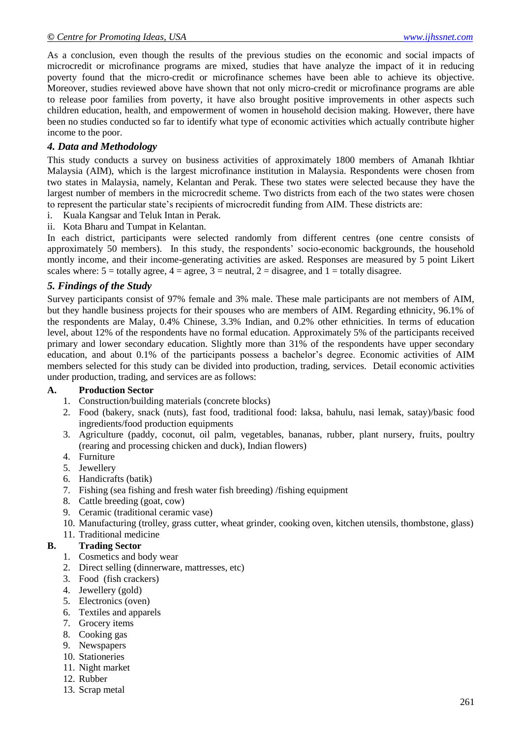As a conclusion, even though the results of the previous studies on the economic and social impacts of microcredit or microfinance programs are mixed, studies that have analyze the impact of it in reducing poverty found that the micro-credit or microfinance schemes have been able to achieve its objective. Moreover, studies reviewed above have shown that not only micro-credit or microfinance programs are able to release poor families from poverty, it have also brought positive improvements in other aspects such children education, health, and empowerment of women in household decision making. However, there have been no studies conducted so far to identify what type of economic activities which actually contribute higher income to the poor.

### *4. Data and Methodology*

This study conducts a survey on business activities of approximately 1800 members of Amanah Ikhtiar Malaysia (AIM), which is the largest microfinance institution in Malaysia. Respondents were chosen from two states in Malaysia, namely, Kelantan and Perak. These two states were selected because they have the largest number of members in the microcredit scheme. Two districts from each of the two states were chosen to represent the particular state's recipients of microcredit funding from AIM. These districts are:

i. Kuala Kangsar and Teluk Intan in Perak.
ii. Kota Bharu and Tumpat in Kelantan.

In each district, participants were selected randomly from different centres (one centre consists of approximately 50 members). In this study, the respondents' socio-economic backgrounds, the household montly income, and their income-generating activities are asked. Responses are measured by 5 point Likert scales where: 5 = totally agree, 4 = agree, 3 = neutral, 2 = disagree, and 1 = totally disagree.

### *5. Findings of the Study*

Survey participants consist of 97% female and 3% male. These male participants are not members of AIM, but they handle business projects for their spouses who are members of AIM. Regarding ethnicity, 96.1% of the respondents are Malay, 0.4% Chinese, 3.3% Indian, and 0.2% other ethnicities. In terms of education level, about 12% of the respondents have no formal education. Approximately 5% of the participants received primary and lower secondary education. Slightly more than 31% of the respondents have upper secondary education, and about 0.1% of the participants possess a bachelor's degree. Economic activities of AIM members selected for this study can be divided into production, trading, services. Detail economic activities under production, trading, and services are as follows:

**A. Production Sector**

1. Construction/building materials (concrete blocks)
2. Food (bakery, snack (nuts), fast food, traditional food: laksa, bahulu, nasi lemak, satay)/basic food ingredients/food production equipments
3. Agriculture (paddy, coconut, oil palm, vegetables, bananas, rubber, plant nursery, fruits, poultry (rearing and processing chicken and duck), Indian flowers)
4. Furniture
5. Jewellery
6. Handicrafts (batik)
7. Fishing (sea fishing and fresh water fish breeding) /fishing equipment
8. Cattle breeding (goat, cow)
9. Ceramic (traditional ceramic vase)
10. Manufacturing (trolley, grass cutter, wheat grinder, cooking oven, kitchen utensils, thombstone, glass)
11. Traditional medicine

**B. Trading Sector**

1. Cosmetics and body wear
2. Direct selling (dinnerware, mattresses, etc)
3. Food (fish crackers)
4. Jewellery (gold)
5. Electronics (oven)
6. Textiles and apparels
7. Grocery items
8. Cooking gas
9. Newspapers
10. Stationeries
11. Night market
12. Rubber
13. Scrap metal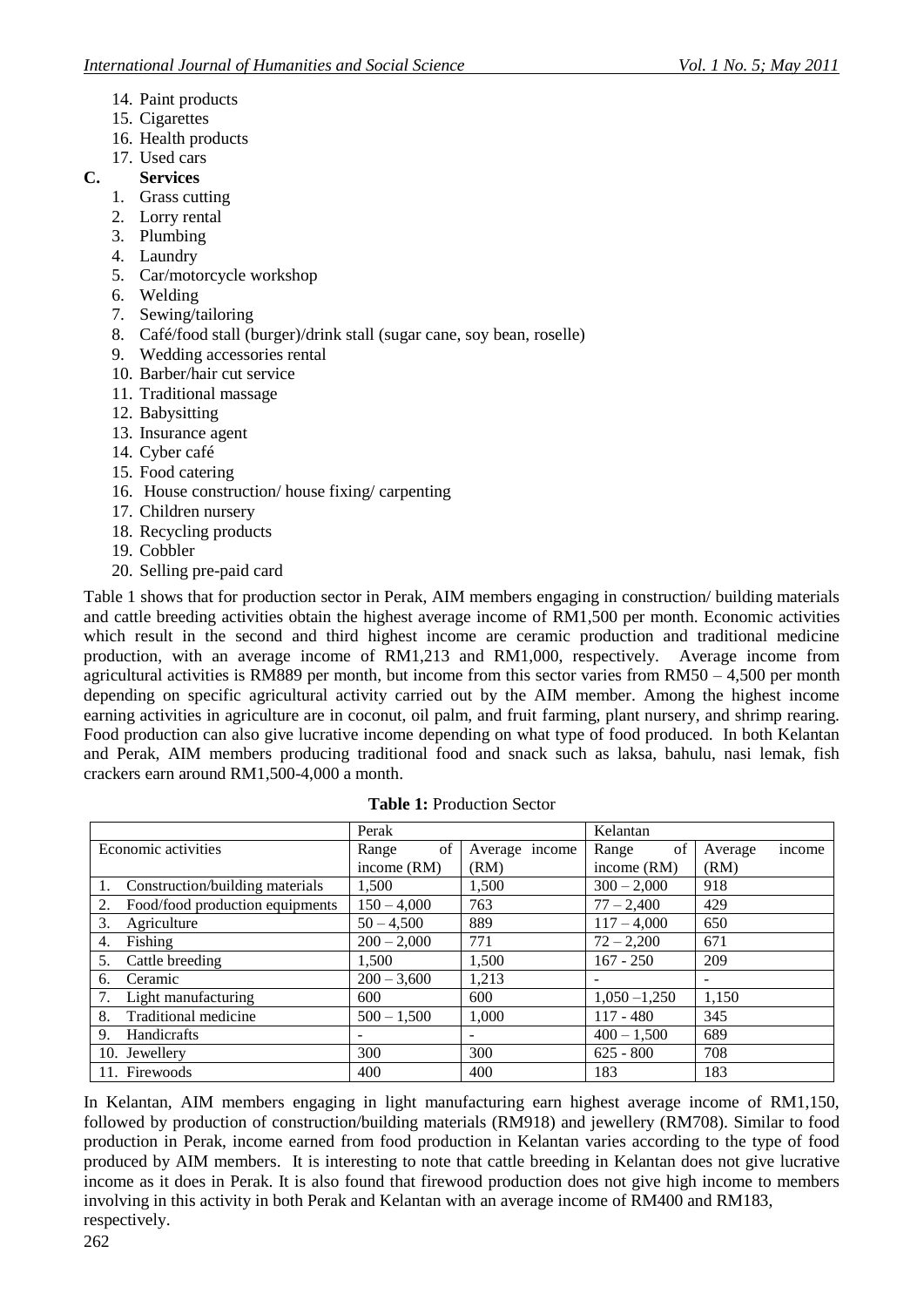14. Paint products
15. Cigarettes
16. Health products
17. Used cars

**C. Services**

1. Grass cutting
2. Lorry rental
3. Plumbing
4. Laundry
5. Car/motorcycle workshop
6. Welding
7. Sewing/tailoring
8. Café/food stall (burger)/drink stall (sugar cane, soy bean, roselle)
9. Wedding accessories rental
10. Barber/hair cut service
11. Traditional massage
12. Babysitting
13. Insurance agent
14. Cyber café
15. Food catering
16. House construction/ house fixing/ carpenting
17. Children nursery
18. Recycling products
19. Cobbler
20. Selling pre-paid card

Table 1 shows that for production sector in Perak, AIM members engaging in construction/ building materials and cattle breeding activities obtain the highest average income of RM1,500 per month. Economic activities which result in the second and third highest income are ceramic production and traditional medicine production, with an average income of RM1,213 and RM1,000, respectively. Average income from agricultural activities is RM889 per month, but income from this sector varies from RM50 – 4,500 per month depending on specific agricultural activity carried out by the AIM member. Among the highest income earning activities in agriculture are in coconut, oil palm, and fruit farming, plant nursery, and shrimp rearing. Food production can also give lucrative income depending on what type of food produced. In both Kelantan and Perak, AIM members producing traditional food and snack such as laksa, bahulu, nasi lemak, fish crackers earn around RM1,500-4,000 a month.

**Table 1:** Production Sector

| | Perak | | Kelantan | |
|---|---|---|---|---|
| Economic activities | Range of income (RM) | Average income (RM) | Range of income (RM) | Average income (RM) |
| 1. Construction/building materials | 1,500 | 1,500 | 300 – 2,000 | 918 |
| 2. Food/food production equipments | 150 – 4,000 | 763 | 77 – 2,400 | 429 |
| 3. Agriculture | 50 – 4,500 | 889 | 117 – 4,000 | 650 |
| 4. Fishing | 200 – 2,000 | 771 | 72 – 2,200 | 671 |
| 5. Cattle breeding | 1,500 | 1,500 | 167 - 250 | 209 |
| 6. Ceramic | 200 – 3,600 | 1,213 | - | - |
| 7. Light manufacturing | 600 | 600 | 1,050 –1,250 | 1,150 |
| 8. Traditional medicine | 500 – 1,500 | 1,000 | 117 - 480 | 345 |
| 9. Handicrafts | - | - | 400 – 1,500 | 689 |
| 10. Jewellery | 300 | 300 | 625 - 800 | 708 |
| 11. Firewoods | 400 | 400 | 183 | 183 |

In Kelantan, AIM members engaging in light manufacturing earn highest average income of RM1,150, followed by production of construction/building materials (RM918) and jewellery (RM708). Similar to food production in Perak, income earned from food production in Kelantan varies according to the type of food produced by AIM members. It is interesting to note that cattle breeding in Kelantan does not give lucrative income as it does in Perak. It is also found that firewood production does not give high income to members involving in this activity in both Perak and Kelantan with an average income of RM400 and RM183, respectively.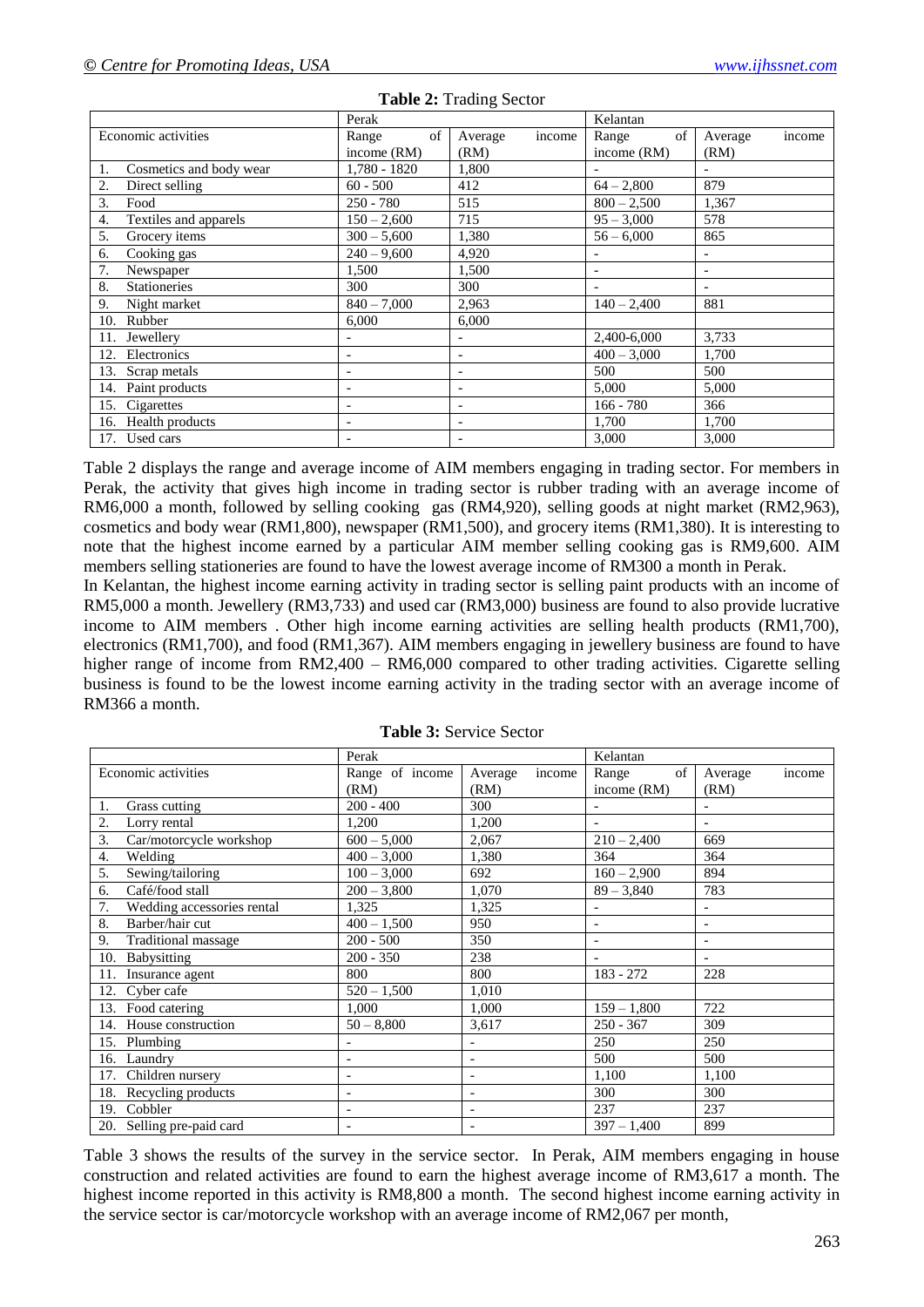**Table 2:** Trading Sector

| | Perak | | Kelantan | |
|---|---|---|---|---|
| Economic activities | Range of income (RM) | Average income (RM) | Range of income (RM) | Average income (RM) |
| 1. Cosmetics and body wear | 1,780 - 1820 | 1,800 | - | - |
| 2. Direct selling | 60 - 500 | 412 | 64 – 2,800 | 879 |
| 3. Food | 250 - 780 | 515 | 800 – 2,500 | 1,367 |
| 4. Textiles and apparels | 150 – 2,600 | 715 | 95 – 3,000 | 578 |
| 5. Grocery items | 300 – 5,600 | 1,380 | 56 – 6,000 | 865 |
| 6. Cooking gas | 240 – 9,600 | 4,920 | - | - |
| 7. Newspaper | 1,500 | 1,500 | - | - |
| 8. Stationeries | 300 | 300 | - | - |
| 9. Night market | 840 – 7,000 | 2,963 | 140 – 2,400 | 881 |
| 10. Rubber | 6,000 | 6,000 | | |
| 11. Jewellery | - | - | 2,400-6,000 | 3,733 |
| 12. Electronics | - | - | 400 – 3,000 | 1,700 |
| 13. Scrap metals | - | - | 500 | 500 |
| 14. Paint products | - | - | 5,000 | 5,000 |
| 15. Cigarettes | - | - | 166 - 780 | 366 |
| 16. Health products | - | - | 1,700 | 1,700 |
| 17. Used cars | - | - | 3,000 | 3,000 |

Table 2 displays the range and average income of AIM members engaging in trading sector. For members in Perak, the activity that gives high income in trading sector is rubber trading with an average income of RM6,000 a month, followed by selling cooking gas (RM4,920), selling goods at night market (RM2,963), cosmetics and body wear (RM1,800), newspaper (RM1,500), and grocery items (RM1,380). It is interesting to note that the highest income earned by a particular AIM member selling cooking gas is RM9,600. AIM members selling stationeries are found to have the lowest average income of RM300 a month in Perak.

In Kelantan, the highest income earning activity in trading sector is selling paint products with an income of RM5,000 a month. Jewellery (RM3,733) and used car (RM3,000) business are found to also provide lucrative income to AIM members . Other high income earning activities are selling health products (RM1,700), electronics (RM1,700), and food (RM1,367). AIM members engaging in jewellery business are found to have higher range of income from RM2,400 – RM6,000 compared to other trading activities. Cigarette selling business is found to be the lowest income earning activity in the trading sector with an average income of RM366 a month.

**Table 3:** Service Sector

| | Perak | | Kelantan | |
|---|---|---|---|---|
| Economic activities | Range of income (RM) | Average income (RM) | Range of income (RM) | Average income (RM) |
| 1. Grass cutting | 200 - 400 | 300 | - | - |
| 2. Lorry rental | 1,200 | 1,200 | - | - |
| 3. Car/motorcycle workshop | 600 – 5,000 | 2,067 | 210 – 2,400 | 669 |
| 4. Welding | 400 – 3,000 | 1,380 | 364 | 364 |
| 5. Sewing/tailoring | 100 – 3,000 | 692 | 160 – 2,900 | 894 |
| 6. Café/food stall | 200 – 3,800 | 1,070 | 89 – 3,840 | 783 |
| 7. Wedding accessories rental | 1,325 | 1,325 | - | - |
| 8. Barber/hair cut | 400 – 1,500 | 950 | - | - |
| 9. Traditional massage | 200 - 500 | 350 | - | - |
| 10. Babysitting | 200 - 350 | 238 | - | - |
| 11. Insurance agent | 800 | 800 | 183 - 272 | 228 |
| 12. Cyber cafe | 520 – 1,500 | 1,010 | | |
| 13. Food catering | 1,000 | 1,000 | 159 – 1,800 | 722 |
| 14. House construction | 50 – 8,800 | 3,617 | 250 - 367 | 309 |
| 15. Plumbing | - | - | 250 | 250 |
| 16. Laundry | - | - | 500 | 500 |
| 17. Children nursery | - | - | 1,100 | 1,100 |
| 18. Recycling products | - | - | 300 | 300 |
| 19. Cobbler | - | - | 237 | 237 |
| 20. Selling pre-paid card | - | - | 397 – 1,400 | 899 |

Table 3 shows the results of the survey in the service sector. In Perak, AIM members engaging in house construction and related activities are found to earn the highest average income of RM3,617 a month. The highest income reported in this activity is RM8,800 a month. The second highest income earning activity in the service sector is car/motorcycle workshop with an average income of RM2,067 per month,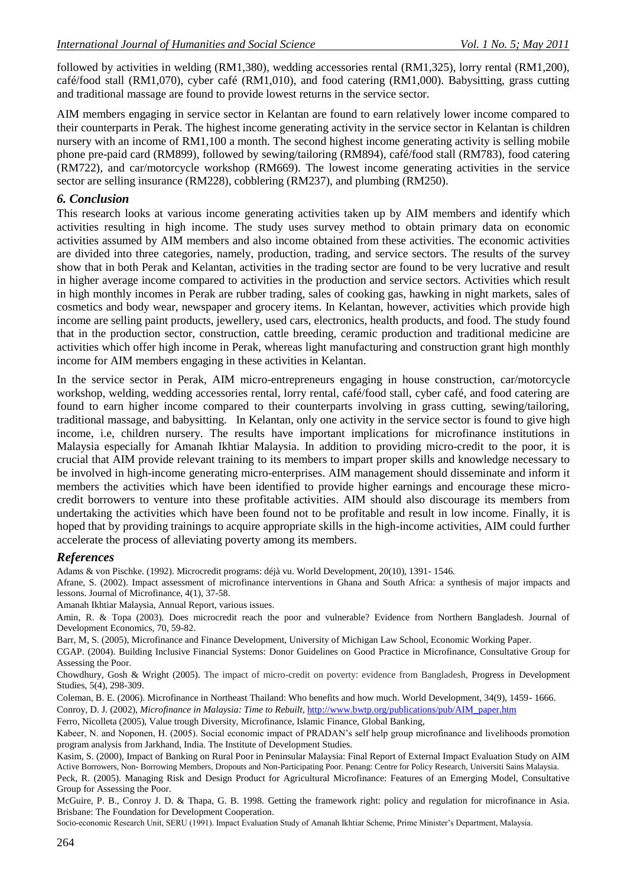followed by activities in welding (RM1,380), wedding accessories rental (RM1,325), lorry rental (RM1,200), café/food stall (RM1,070), cyber café (RM1,010), and food catering (RM1,000). Babysitting, grass cutting and traditional massage are found to provide lowest returns in the service sector.

AIM members engaging in service sector in Kelantan are found to earn relatively lower income compared to their counterparts in Perak. The highest income generating activity in the service sector in Kelantan is children nursery with an income of RM1,100 a month. The second highest income generating activity is selling mobile phone pre-paid card (RM899), followed by sewing/tailoring (RM894), café/food stall (RM783), food catering (RM722), and car/motorcycle workshop (RM669). The lowest income generating activities in the service sector are selling insurance (RM228), cobblering (RM237), and plumbing (RM250).

## *6. Conclusion*

This research looks at various income generating activities taken up by AIM members and identify which activities resulting in high income. The study uses survey method to obtain primary data on economic activities assumed by AIM members and also income obtained from these activities. The economic activities are divided into three categories, namely, production, trading, and service sectors. The results of the survey show that in both Perak and Kelantan, activities in the trading sector are found to be very lucrative and result in higher average income compared to activities in the production and service sectors. Activities which result in high monthly incomes in Perak are rubber trading, sales of cooking gas, hawking in night markets, sales of cosmetics and body wear, newspaper and grocery items. In Kelantan, however, activities which provide high income are selling paint products, jewellery, used cars, electronics, health products, and food. The study found that in the production sector, construction, cattle breeding, ceramic production and traditional medicine are activities which offer high income in Perak, whereas light manufacturing and construction grant high monthly income for AIM members engaging in these activities in Kelantan.

In the service sector in Perak, AIM micro-entrepreneurs engaging in house construction, car/motorcycle workshop, welding, wedding accessories rental, lorry rental, café/food stall, cyber café, and food catering are found to earn higher income compared to their counterparts involving in grass cutting, sewing/tailoring, traditional massage, and babysitting. In Kelantan, only one activity in the service sector is found to give high income, i.e, children nursery. The results have important implications for microfinance institutions in Malaysia especially for Amanah Ikhtiar Malaysia. In addition to providing micro-credit to the poor, it is crucial that AIM provide relevant training to its members to impart proper skills and knowledge necessary to be involved in high-income generating micro-enterprises. AIM management should disseminate and inform it members the activities which have been identified to provide higher earnings and encourage these micro-credit borrowers to venture into these profitable activities. AIM should also discourage its members from undertaking the activities which have been found not to be profitable and result in low income. Finally, it is hoped that by providing trainings to acquire appropriate skills in the high-income activities, AIM could further accelerate the process of alleviating poverty among its members.

## *References*

Adams & von Pischke. (1992). Microcredit programs: déjà vu. World Development, 20(10), 1391- 1546.

Afrane, S. (2002). Impact assessment of microfinance interventions in Ghana and South Africa: a synthesis of major impacts and lessons. Journal of Microfinance, 4(1), 37-58.

Amanah Ikhtiar Malaysia, Annual Report, various issues.

Amin, R. & Topa (2003). Does microcredit reach the poor and vulnerable? Evidence from Northern Bangladesh. Journal of Development Economics, 70, 59-82.

Barr, M, S. (2005), Microfinance and Finance Development, University of Michigan Law School, Economic Working Paper.

CGAP. (2004). Building Inclusive Financial Systems: Donor Guidelines on Good Practice in Microfinance, Consultative Group for Assessing the Poor.

Chowdhury, Gosh & Wright (2005). The impact of micro-credit on poverty: evidence from Bangladesh, Progress in Development Studies, 5(4), 298-309.

Coleman, B. E. (2006). Microfinance in Northeast Thailand: Who benefits and how much. World Development, 34(9), 1459- 1666.

Conroy, D. J. (2002), *Microfinance in Malaysia: Time to Rebuilt*, http://www.bwtp.org/publications/pub/AIM_paper.htm

Ferro, Nicolleta (2005), Value trough Diversity, Microfinance, Islamic Finance, Global Banking,

Kabeer, N. and Noponen, H. (2005). Social economic impact of PRADAN's self help group microfinance and livelihoods promotion program analysis from Jarkhand, India. The Institute of Development Studies.

Kasim, S. (2000), Impact of Banking on Rural Poor in Peninsular Malaysia: Final Report of External Impact Evaluation Study on AIM Active Borrowers, Non- Borrowing Members, Dropouts and Non-Participating Poor. Penang: Centre for Policy Research, Universiti Sains Malaysia.

Peck, R. (2005). Managing Risk and Design Product for Agricultural Microfinance: Features of an Emerging Model, Consultative Group for Assessing the Poor.

McGuire, P. B., Conroy J. D. & Thapa, G. B. 1998. Getting the framework right: policy and regulation for microfinance in Asia. Brisbane: The Foundation for Development Cooperation.

Socio-economic Research Unit, SERU (1991). Impact Evaluation Study of Amanah Ikhtiar Scheme, Prime Minister's Department, Malaysia.